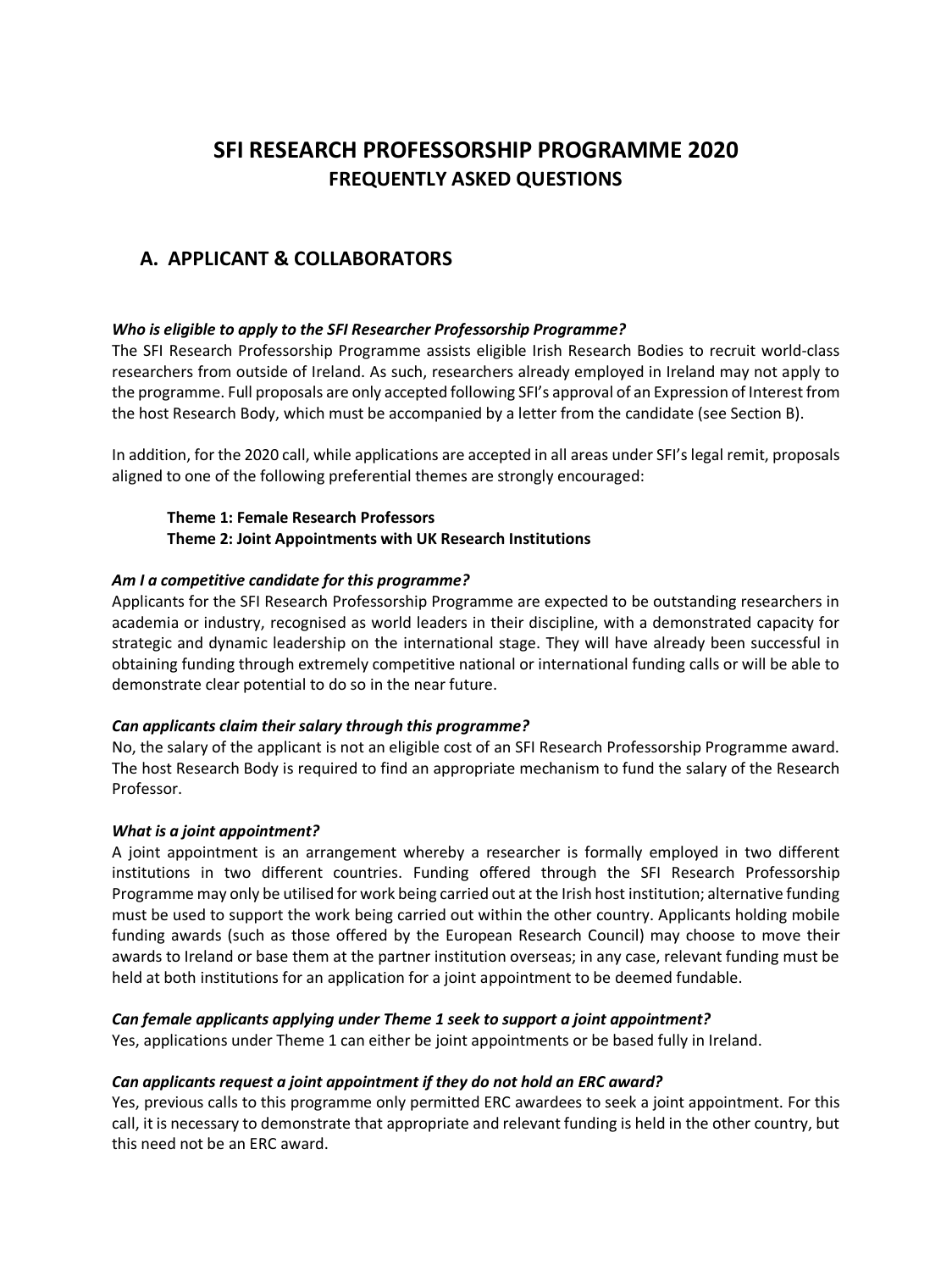# SFI RESEARCH PROFESSORSHIP PROGRAMME 2020
## FREQUENTLY ASKED QUESTIONS

## A. APPLICANT & COLLABORATORS

***Who is eligible to apply to the SFI Researcher Professorship Programme?***

The SFI Research Professorship Programme assists eligible Irish Research Bodies to recruit world-class researchers from outside of Ireland. As such, researchers already employed in Ireland may not apply to the programme. Full proposals are only accepted following SFI's approval of an Expression of Interest from the host Research Body, which must be accompanied by a letter from the candidate (see Section B).

In addition, for the 2020 call, while applications are accepted in all areas under SFI's legal remit, proposals aligned to one of the following preferential themes are strongly encouraged:

**Theme 1: Female Research Professors**
**Theme 2: Joint Appointments with UK Research Institutions**

***Am I a competitive candidate for this programme?***

Applicants for the SFI Research Professorship Programme are expected to be outstanding researchers in academia or industry, recognised as world leaders in their discipline, with a demonstrated capacity for strategic and dynamic leadership on the international stage. They will have already been successful in obtaining funding through extremely competitive national or international funding calls or will be able to demonstrate clear potential to do so in the near future.

***Can applicants claim their salary through this programme?***

No, the salary of the applicant is not an eligible cost of an SFI Research Professorship Programme award. The host Research Body is required to find an appropriate mechanism to fund the salary of the Research Professor.

***What is a joint appointment?***

A joint appointment is an arrangement whereby a researcher is formally employed in two different institutions in two different countries. Funding offered through the SFI Research Professorship Programme may only be utilised for work being carried out at the Irish host institution; alternative funding must be used to support the work being carried out within the other country. Applicants holding mobile funding awards (such as those offered by the European Research Council) may choose to move their awards to Ireland or base them at the partner institution overseas; in any case, relevant funding must be held at both institutions for an application for a joint appointment to be deemed fundable.

***Can female applicants applying under Theme 1 seek to support a joint appointment?***

Yes, applications under Theme 1 can either be joint appointments or be based fully in Ireland.

***Can applicants request a joint appointment if they do not hold an ERC award?***

Yes, previous calls to this programme only permitted ERC awardees to seek a joint appointment. For this call, it is necessary to demonstrate that appropriate and relevant funding is held in the other country, but this need not be an ERC award.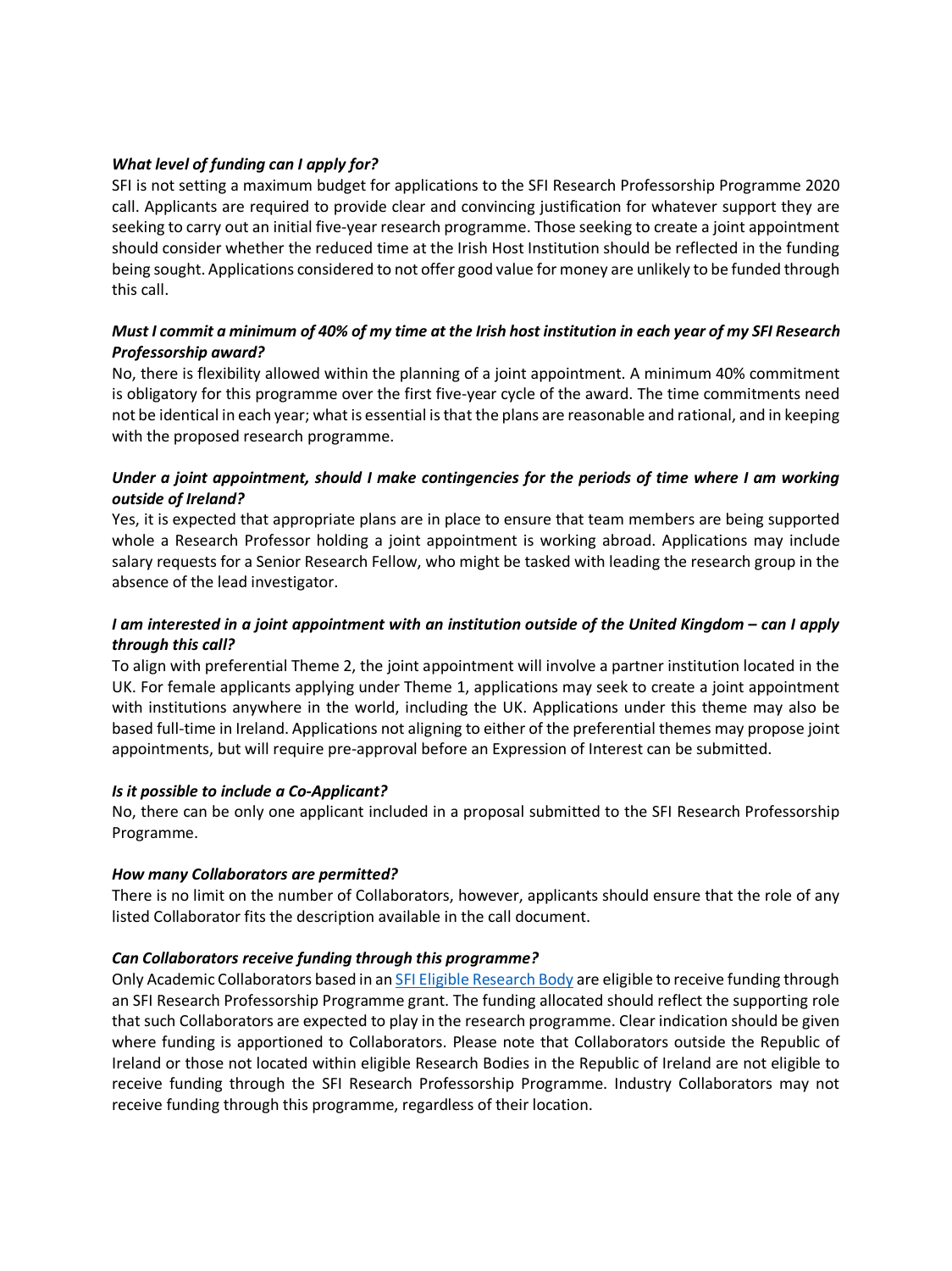***What level of funding can I apply for?***

SFI is not setting a maximum budget for applications to the SFI Research Professorship Programme 2020 call. Applicants are required to provide clear and convincing justification for whatever support they are seeking to carry out an initial five-year research programme. Those seeking to create a joint appointment should consider whether the reduced time at the Irish Host Institution should be reflected in the funding being sought. Applications considered to not offer good value for money are unlikely to be funded through this call.

***Must I commit a minimum of 40% of my time at the Irish host institution in each year of my SFI Research Professorship award?***

No, there is flexibility allowed within the planning of a joint appointment. A minimum 40% commitment is obligatory for this programme over the first five-year cycle of the award. The time commitments need not be identical in each year; what is essential is that the plans are reasonable and rational, and in keeping with the proposed research programme.

***Under a joint appointment, should I make contingencies for the periods of time where I am working outside of Ireland?***

Yes, it is expected that appropriate plans are in place to ensure that team members are being supported whole a Research Professor holding a joint appointment is working abroad. Applications may include salary requests for a Senior Research Fellow, who might be tasked with leading the research group in the absence of the lead investigator.

***I am interested in a joint appointment with an institution outside of the United Kingdom – can I apply through this call?***

To align with preferential Theme 2, the joint appointment will involve a partner institution located in the UK. For female applicants applying under Theme 1, applications may seek to create a joint appointment with institutions anywhere in the world, including the UK. Applications under this theme may also be based full-time in Ireland. Applications not aligning to either of the preferential themes may propose joint appointments, but will require pre-approval before an Expression of Interest can be submitted.

***Is it possible to include a Co-Applicant?***

No, there can be only one applicant included in a proposal submitted to the SFI Research Professorship Programme.

***How many Collaborators are permitted?***

There is no limit on the number of Collaborators, however, applicants should ensure that the role of any listed Collaborator fits the description available in the call document.

***Can Collaborators receive funding through this programme?***

Only Academic Collaborators based in an SFI Eligible Research Body are eligible to receive funding through an SFI Research Professorship Programme grant. The funding allocated should reflect the supporting role that such Collaborators are expected to play in the research programme. Clear indication should be given where funding is apportioned to Collaborators. Please note that Collaborators outside the Republic of Ireland or those not located within eligible Research Bodies in the Republic of Ireland are not eligible to receive funding through the SFI Research Professorship Programme. Industry Collaborators may not receive funding through this programme, regardless of their location.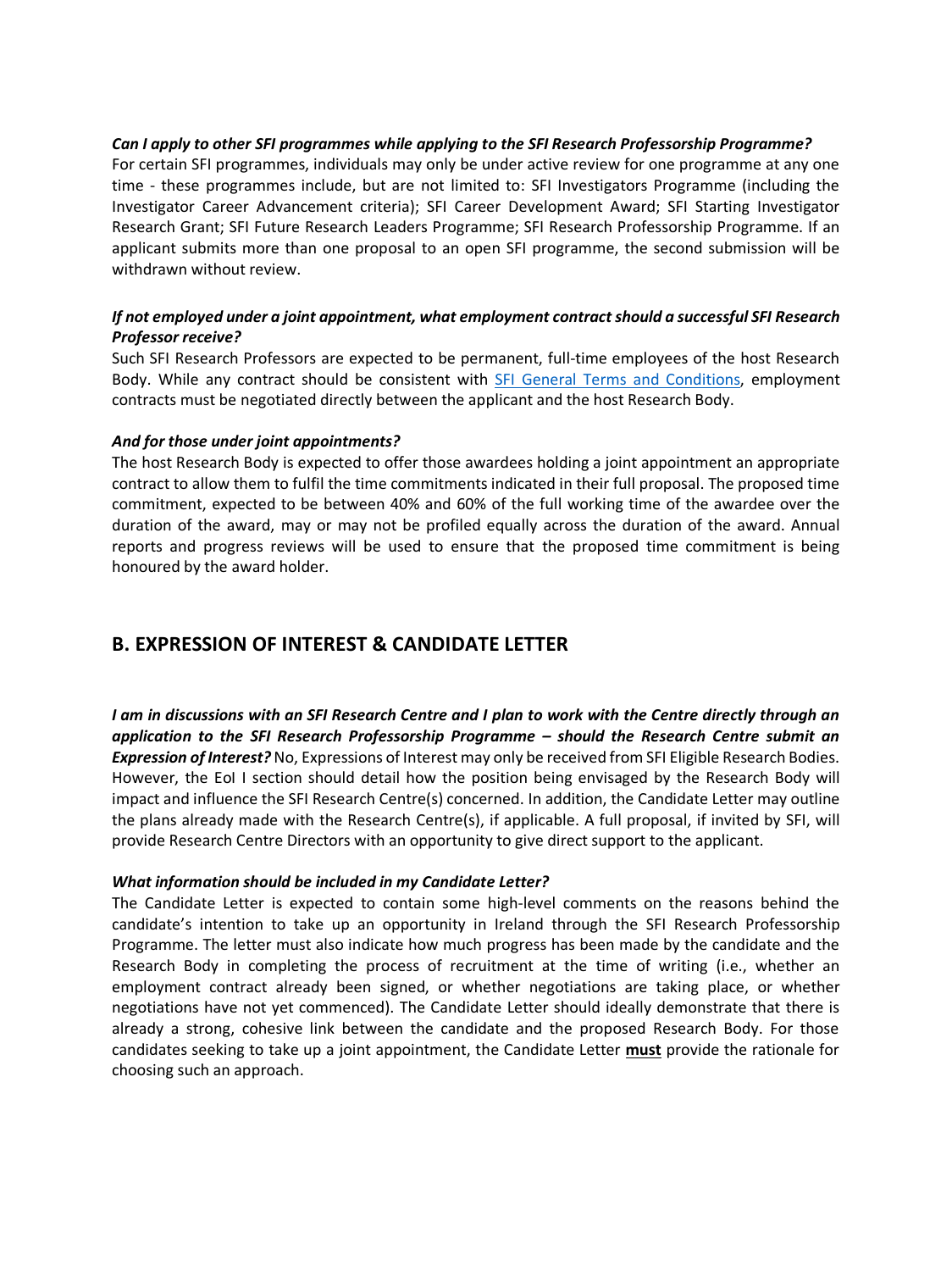***Can I apply to other SFI programmes while applying to the SFI Research Professorship Programme?***
For certain SFI programmes, individuals may only be under active review for one programme at any one time - these programmes include, but are not limited to: SFI Investigators Programme (including the Investigator Career Advancement criteria); SFI Career Development Award; SFI Starting Investigator Research Grant; SFI Future Research Leaders Programme; SFI Research Professorship Programme. If an applicant submits more than one proposal to an open SFI programme, the second submission will be withdrawn without review.

***If not employed under a joint appointment, what employment contract should a successful SFI Research Professor receive?***
Such SFI Research Professors are expected to be permanent, full-time employees of the host Research Body. While any contract should be consistent with SFI General Terms and Conditions, employment contracts must be negotiated directly between the applicant and the host Research Body.

***And for those under joint appointments?***
The host Research Body is expected to offer those awardees holding a joint appointment an appropriate contract to allow them to fulfil the time commitments indicated in their full proposal. The proposed time commitment, expected to be between 40% and 60% of the full working time of the awardee over the duration of the award, may or may not be profiled equally across the duration of the award. Annual reports and progress reviews will be used to ensure that the proposed time commitment is being honoured by the award holder.

## B. EXPRESSION OF INTEREST & CANDIDATE LETTER

***I am in discussions with an SFI Research Centre and I plan to work with the Centre directly through an application to the SFI Research Professorship Programme – should the Research Centre submit an Expression of Interest?*** No, Expressions of Interest may only be received from SFI Eligible Research Bodies. However, the EoI I section should detail how the position being envisaged by the Research Body will impact and influence the SFI Research Centre(s) concerned. In addition, the Candidate Letter may outline the plans already made with the Research Centre(s), if applicable. A full proposal, if invited by SFI, will provide Research Centre Directors with an opportunity to give direct support to the applicant.

***What information should be included in my Candidate Letter?***
The Candidate Letter is expected to contain some high-level comments on the reasons behind the candidate's intention to take up an opportunity in Ireland through the SFI Research Professorship Programme. The letter must also indicate how much progress has been made by the candidate and the Research Body in completing the process of recruitment at the time of writing (i.e., whether an employment contract already been signed, or whether negotiations are taking place, or whether negotiations have not yet commenced). The Candidate Letter should ideally demonstrate that there is already a strong, cohesive link between the candidate and the proposed Research Body. For those candidates seeking to take up a joint appointment, the Candidate Letter **must** provide the rationale for choosing such an approach.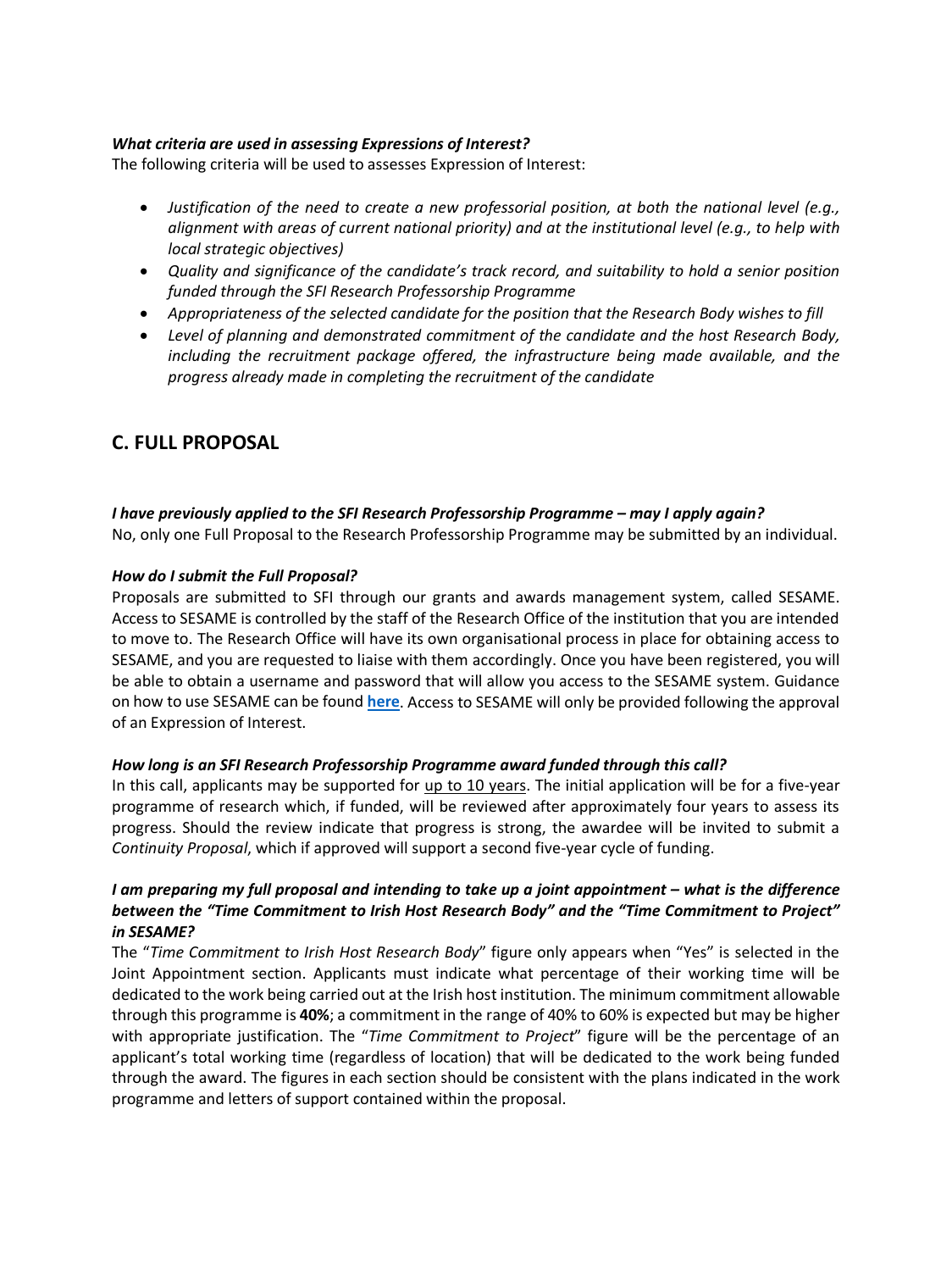***What criteria are used in assessing Expressions of Interest?***

The following criteria will be used to assesses Expression of Interest:

- *Justification of the need to create a new professorial position, at both the national level (e.g., alignment with areas of current national priority) and at the institutional level (e.g., to help with local strategic objectives)*
- *Quality and significance of the candidate's track record, and suitability to hold a senior position funded through the SFI Research Professorship Programme*
- *Appropriateness of the selected candidate for the position that the Research Body wishes to fill*
- *Level of planning and demonstrated commitment of the candidate and the host Research Body, including the recruitment package offered, the infrastructure being made available, and the progress already made in completing the recruitment of the candidate*

## C. FULL PROPOSAL

***I have previously applied to the SFI Research Professorship Programme – may I apply again?***

No, only one Full Proposal to the Research Professorship Programme may be submitted by an individual.

***How do I submit the Full Proposal?***

Proposals are submitted to SFI through our grants and awards management system, called SESAME. Access to SESAME is controlled by the staff of the Research Office of the institution that you are intended to move to. The Research Office will have its own organisational process in place for obtaining access to SESAME, and you are requested to liaise with them accordingly. Once you have been registered, you will be able to obtain a username and password that will allow you access to the SESAME system. Guidance on how to use SESAME can be found **here**. Access to SESAME will only be provided following the approval of an Expression of Interest.

***How long is an SFI Research Professorship Programme award funded through this call?***

In this call, applicants may be supported for up to 10 years. The initial application will be for a five-year programme of research which, if funded, will be reviewed after approximately four years to assess its progress. Should the review indicate that progress is strong, the awardee will be invited to submit a *Continuity Proposal*, which if approved will support a second five-year cycle of funding.

***I am preparing my full proposal and intending to take up a joint appointment – what is the difference between the "Time Commitment to Irish Host Research Body" and the "Time Commitment to Project" in SESAME?***

The "*Time Commitment to Irish Host Research Body*" figure only appears when "Yes" is selected in the Joint Appointment section. Applicants must indicate what percentage of their working time will be dedicated to the work being carried out at the Irish host institution. The minimum commitment allowable through this programme is **40%**; a commitment in the range of 40% to 60% is expected but may be higher with appropriate justification. The "*Time Commitment to Project*" figure will be the percentage of an applicant's total working time (regardless of location) that will be dedicated to the work being funded through the award. The figures in each section should be consistent with the plans indicated in the work programme and letters of support contained within the proposal.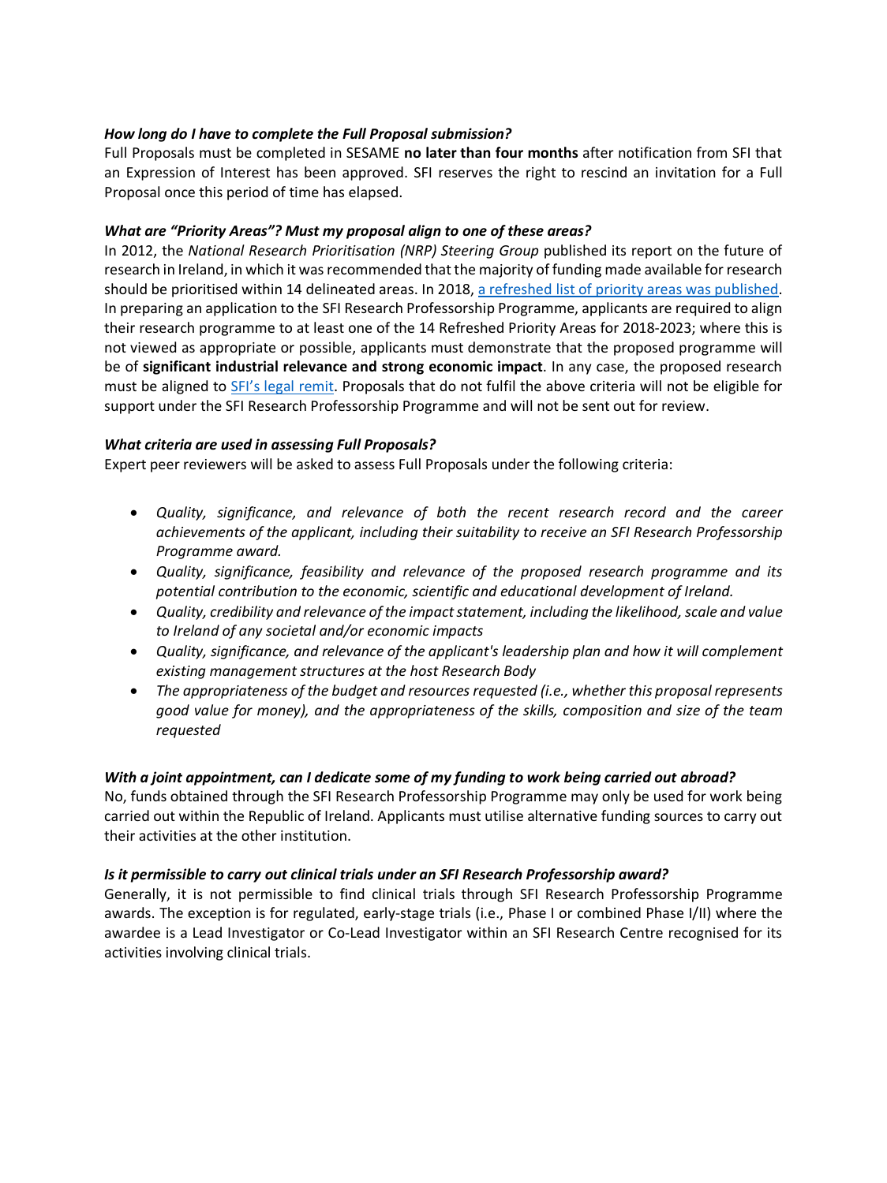***How long do I have to complete the Full Proposal submission?***

Full Proposals must be completed in SESAME **no later than four months** after notification from SFI that an Expression of Interest has been approved. SFI reserves the right to rescind an invitation for a Full Proposal once this period of time has elapsed.

***What are "Priority Areas"? Must my proposal align to one of these areas?***

In 2012, the *National Research Prioritisation (NRP) Steering Group* published its report on the future of research in Ireland, in which it was recommended that the majority of funding made available for research should be prioritised within 14 delineated areas. In 2018, [a refreshed list of priority areas was published](). In preparing an application to the SFI Research Professorship Programme, applicants are required to align their research programme to at least one of the 14 Refreshed Priority Areas for 2018-2023; where this is not viewed as appropriate or possible, applicants must demonstrate that the proposed programme will be of **significant industrial relevance and strong economic impact**. In any case, the proposed research must be aligned to [SFI's legal remit](). Proposals that do not fulfil the above criteria will not be eligible for support under the SFI Research Professorship Programme and will not be sent out for review.

***What criteria are used in assessing Full Proposals?***

Expert peer reviewers will be asked to assess Full Proposals under the following criteria:

- *Quality, significance, and relevance of both the recent research record and the career achievements of the applicant, including their suitability to receive an SFI Research Professorship Programme award.*
- *Quality, significance, feasibility and relevance of the proposed research programme and its potential contribution to the economic, scientific and educational development of Ireland.*
- *Quality, credibility and relevance of the impact statement, including the likelihood, scale and value to Ireland of any societal and/or economic impacts*
- *Quality, significance, and relevance of the applicant's leadership plan and how it will complement existing management structures at the host Research Body*
- *The appropriateness of the budget and resources requested (i.e., whether this proposal represents good value for money), and the appropriateness of the skills, composition and size of the team requested*

***With a joint appointment, can I dedicate some of my funding to work being carried out abroad?***

No, funds obtained through the SFI Research Professorship Programme may only be used for work being carried out within the Republic of Ireland. Applicants must utilise alternative funding sources to carry out their activities at the other institution.

***Is it permissible to carry out clinical trials under an SFI Research Professorship award?***

Generally, it is not permissible to find clinical trials through SFI Research Professorship Programme awards. The exception is for regulated, early-stage trials (i.e., Phase I or combined Phase I/II) where the awardee is a Lead Investigator or Co-Lead Investigator within an SFI Research Centre recognised for its activities involving clinical trials.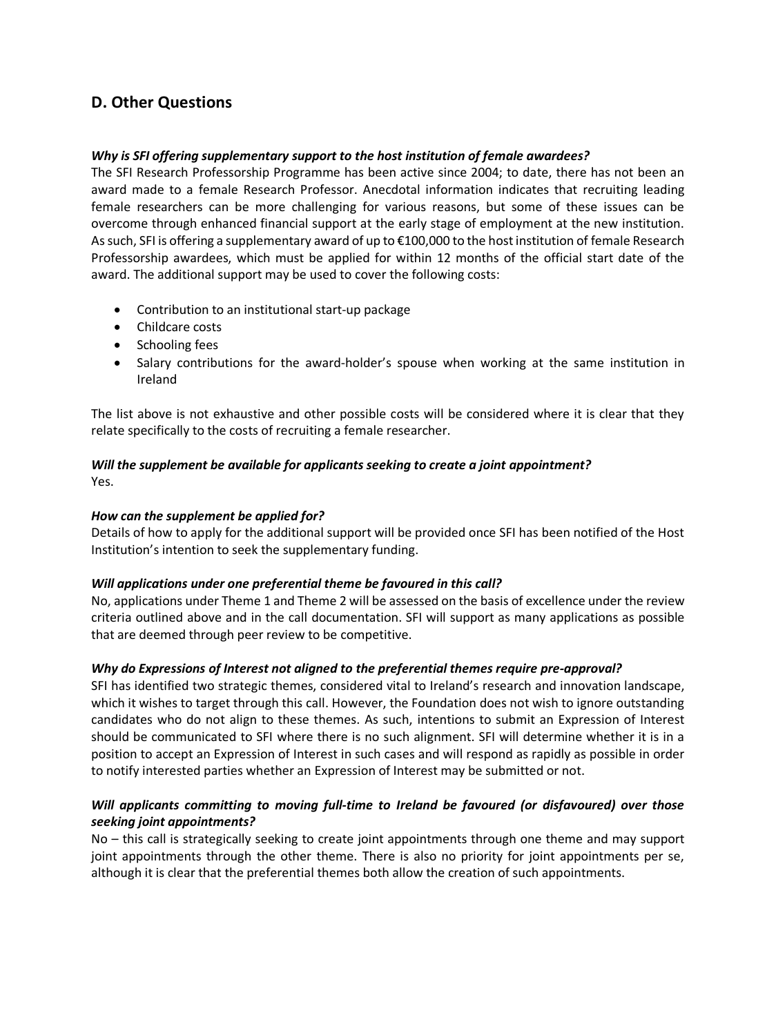## D. Other Questions

***Why is SFI offering supplementary support to the host institution of female awardees?***

The SFI Research Professorship Programme has been active since 2004; to date, there has not been an award made to a female Research Professor. Anecdotal information indicates that recruiting leading female researchers can be more challenging for various reasons, but some of these issues can be overcome through enhanced financial support at the early stage of employment at the new institution. As such, SFI is offering a supplementary award of up to €100,000 to the host institution of female Research Professorship awardees, which must be applied for within 12 months of the official start date of the award. The additional support may be used to cover the following costs:

- Contribution to an institutional start-up package
- Childcare costs
- Schooling fees
- Salary contributions for the award-holder's spouse when working at the same institution in Ireland

The list above is not exhaustive and other possible costs will be considered where it is clear that they relate specifically to the costs of recruiting a female researcher.

***Will the supplement be available for applicants seeking to create a joint appointment?***

Yes.

***How can the supplement be applied for?***

Details of how to apply for the additional support will be provided once SFI has been notified of the Host Institution's intention to seek the supplementary funding.

***Will applications under one preferential theme be favoured in this call?***

No, applications under Theme 1 and Theme 2 will be assessed on the basis of excellence under the review criteria outlined above and in the call documentation. SFI will support as many applications as possible that are deemed through peer review to be competitive.

***Why do Expressions of Interest not aligned to the preferential themes require pre-approval?***

SFI has identified two strategic themes, considered vital to Ireland's research and innovation landscape, which it wishes to target through this call. However, the Foundation does not wish to ignore outstanding candidates who do not align to these themes. As such, intentions to submit an Expression of Interest should be communicated to SFI where there is no such alignment. SFI will determine whether it is in a position to accept an Expression of Interest in such cases and will respond as rapidly as possible in order to notify interested parties whether an Expression of Interest may be submitted or not.

***Will applicants committing to moving full-time to Ireland be favoured (or disfavoured) over those seeking joint appointments?***

No – this call is strategically seeking to create joint appointments through one theme and may support joint appointments through the other theme. There is also no priority for joint appointments per se, although it is clear that the preferential themes both allow the creation of such appointments.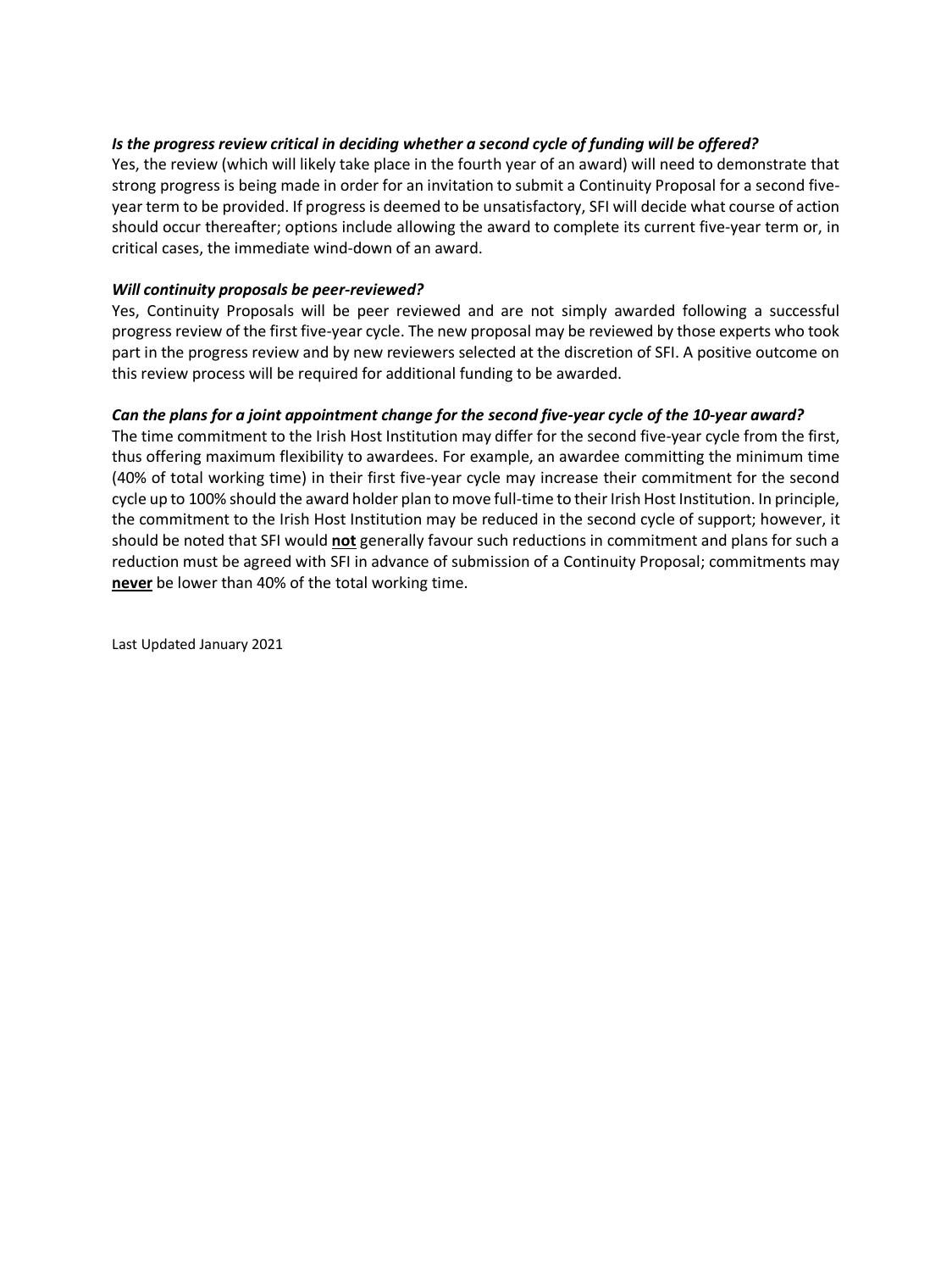***Is the progress review critical in deciding whether a second cycle of funding will be offered?***

Yes, the review (which will likely take place in the fourth year of an award) will need to demonstrate that strong progress is being made in order for an invitation to submit a Continuity Proposal for a second five-year term to be provided. If progress is deemed to be unsatisfactory, SFI will decide what course of action should occur thereafter; options include allowing the award to complete its current five-year term or, in critical cases, the immediate wind-down of an award.

***Will continuity proposals be peer-reviewed?***

Yes, Continuity Proposals will be peer reviewed and are not simply awarded following a successful progress review of the first five-year cycle. The new proposal may be reviewed by those experts who took part in the progress review and by new reviewers selected at the discretion of SFI. A positive outcome on this review process will be required for additional funding to be awarded.

***Can the plans for a joint appointment change for the second five-year cycle of the 10-year award?***

The time commitment to the Irish Host Institution may differ for the second five-year cycle from the first, thus offering maximum flexibility to awardees. For example, an awardee committing the minimum time (40% of total working time) in their first five-year cycle may increase their commitment for the second cycle up to 100% should the award holder plan to move full-time to their Irish Host Institution. In principle, the commitment to the Irish Host Institution may be reduced in the second cycle of support; however, it should be noted that SFI would **not** generally favour such reductions in commitment and plans for such a reduction must be agreed with SFI in advance of submission of a Continuity Proposal; commitments may **never** be lower than 40% of the total working time.

Last Updated January 2021